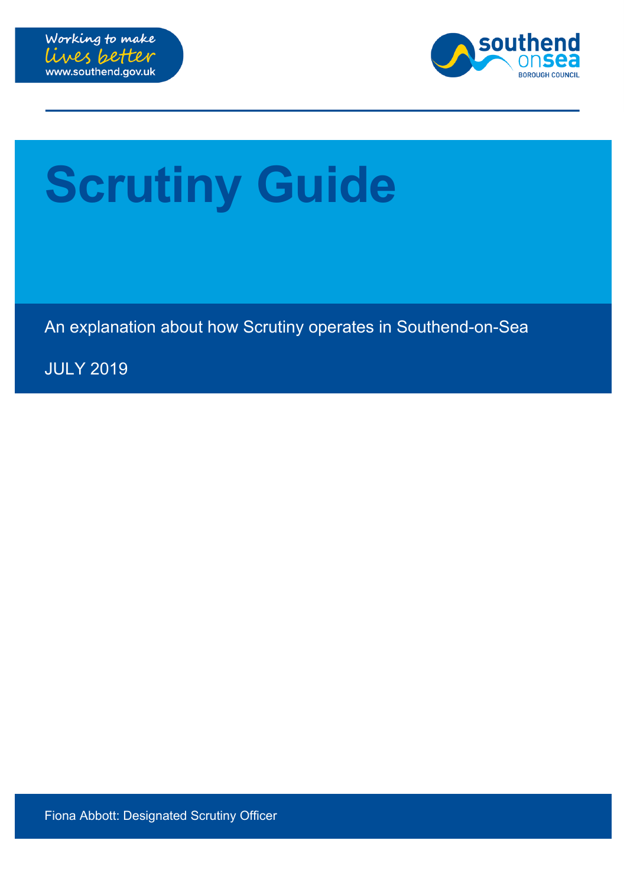Working to make lives better
www.southend.gov.uk

southend on sea
BOROUGH COUNCIL

# Scrutiny Guide

An explanation about how Scrutiny operates in Southend-on-Sea

JULY 2019

Fiona Abbott: Designated Scrutiny Officer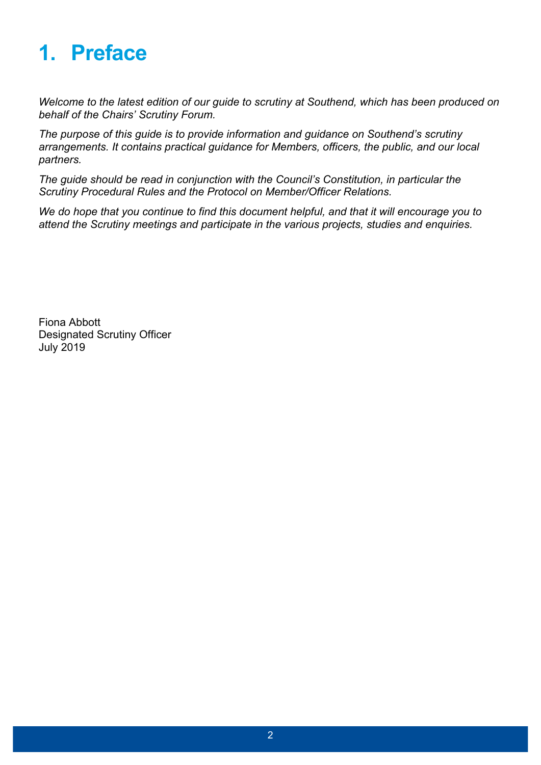# 1. Preface

*Welcome to the latest edition of our guide to scrutiny at Southend, which has been produced on behalf of the Chairs' Scrutiny Forum.*

*The purpose of this guide is to provide information and guidance on Southend's scrutiny arrangements. It contains practical guidance for Members, officers, the public, and our local partners.*

*The guide should be read in conjunction with the Council's Constitution, in particular the Scrutiny Procedural Rules and the Protocol on Member/Officer Relations.*

*We do hope that you continue to find this document helpful, and that it will encourage you to attend the Scrutiny meetings and participate in the various projects, studies and enquiries.*

Fiona Abbott
Designated Scrutiny Officer
July 2019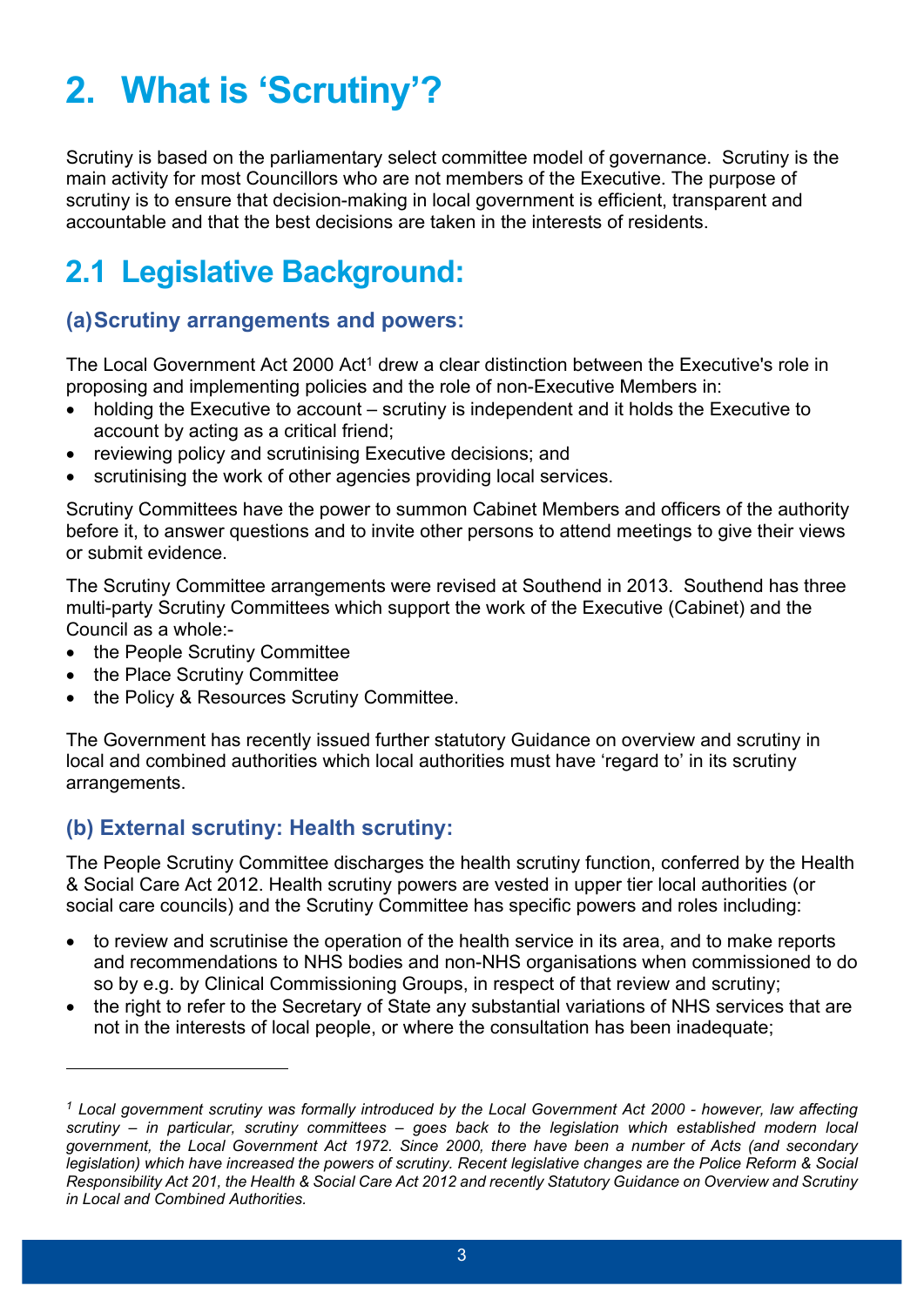# 2. What is 'Scrutiny'?

Scrutiny is based on the parliamentary select committee model of governance. Scrutiny is the main activity for most Councillors who are not members of the Executive. The purpose of scrutiny is to ensure that decision-making in local government is efficient, transparent and accountable and that the best decisions are taken in the interests of residents.

## 2.1 Legislative Background:

### (a) Scrutiny arrangements and powers:

The Local Government Act 2000 Act[1] drew a clear distinction between the Executive's role in proposing and implementing policies and the role of non-Executive Members in:

- holding the Executive to account – scrutiny is independent and it holds the Executive to account by acting as a critical friend;
- reviewing policy and scrutinising Executive decisions; and
- scrutinising the work of other agencies providing local services.

Scrutiny Committees have the power to summon Cabinet Members and officers of the authority before it, to answer questions and to invite other persons to attend meetings to give their views or submit evidence.

The Scrutiny Committee arrangements were revised at Southend in 2013. Southend has three multi-party Scrutiny Committees which support the work of the Executive (Cabinet) and the Council as a whole:-

- the People Scrutiny Committee
- the Place Scrutiny Committee
- the Policy & Resources Scrutiny Committee.

The Government has recently issued further statutory Guidance on overview and scrutiny in local and combined authorities which local authorities must have 'regard to' in its scrutiny arrangements.

### (b) External scrutiny: Health scrutiny:

The People Scrutiny Committee discharges the health scrutiny function, conferred by the Health & Social Care Act 2012. Health scrutiny powers are vested in upper tier local authorities (or social care councils) and the Scrutiny Committee has specific powers and roles including:

- to review and scrutinise the operation of the health service in its area, and to make reports and recommendations to NHS bodies and non-NHS organisations when commissioned to do so by e.g. by Clinical Commissioning Groups, in respect of that review and scrutiny;
- the right to refer to the Secretary of State any substantial variations of NHS services that are not in the interests of local people, or where the consultation has been inadequate;

---

*[1] Local government scrutiny was formally introduced by the Local Government Act 2000 - however, law affecting scrutiny – in particular, scrutiny committees – goes back to the legislation which established modern local government, the Local Government Act 1972. Since 2000, there have been a number of Acts (and secondary legislation) which have increased the powers of scrutiny. Recent legislative changes are the Police Reform & Social Responsibility Act 201, the Health & Social Care Act 2012 and recently Statutory Guidance on Overview and Scrutiny in Local and Combined Authorities.*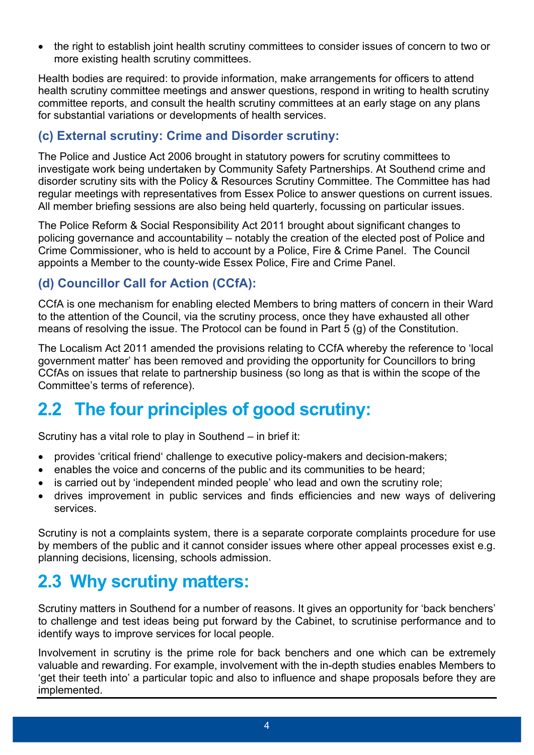- the right to establish joint health scrutiny committees to consider issues of concern to two or more existing health scrutiny committees.

Health bodies are required: to provide information, make arrangements for officers to attend health scrutiny committee meetings and answer questions, respond in writing to health scrutiny committee reports, and consult the health scrutiny committees at an early stage on any plans for substantial variations or developments of health services.

### (c) External scrutiny: Crime and Disorder scrutiny:

The Police and Justice Act 2006 brought in statutory powers for scrutiny committees to investigate work being undertaken by Community Safety Partnerships. At Southend crime and disorder scrutiny sits with the Policy & Resources Scrutiny Committee. The Committee has had regular meetings with representatives from Essex Police to answer questions on current issues. All member briefing sessions are also being held quarterly, focussing on particular issues.

The Police Reform & Social Responsibility Act 2011 brought about significant changes to policing governance and accountability – notably the creation of the elected post of Police and Crime Commissioner, who is held to account by a Police, Fire & Crime Panel. The Council appoints a Member to the county-wide Essex Police, Fire and Crime Panel.

### (d) Councillor Call for Action (CCfA):

CCfA is one mechanism for enabling elected Members to bring matters of concern in their Ward to the attention of the Council, via the scrutiny process, once they have exhausted all other means of resolving the issue. The Protocol can be found in Part 5 (g) of the Constitution.

The Localism Act 2011 amended the provisions relating to CCfA whereby the reference to 'local government matter' has been removed and providing the opportunity for Councillors to bring CCfAs on issues that relate to partnership business (so long as that is within the scope of the Committee's terms of reference).

## 2.2 The four principles of good scrutiny:

Scrutiny has a vital role to play in Southend – in brief it:

- provides 'critical friend' challenge to executive policy-makers and decision-makers;
- enables the voice and concerns of the public and its communities to be heard;
- is carried out by 'independent minded people' who lead and own the scrutiny role;
- drives improvement in public services and finds efficiencies and new ways of delivering services.

Scrutiny is not a complaints system, there is a separate corporate complaints procedure for use by members of the public and it cannot consider issues where other appeal processes exist e.g. planning decisions, licensing, schools admission.

## 2.3 Why scrutiny matters:

Scrutiny matters in Southend for a number of reasons. It gives an opportunity for 'back benchers' to challenge and test ideas being put forward by the Cabinet, to scrutinise performance and to identify ways to improve services for local people.

Involvement in scrutiny is the prime role for back benchers and one which can be extremely valuable and rewarding. For example, involvement with the in-depth studies enables Members to 'get their teeth into' a particular topic and also to influence and shape proposals before they are implemented.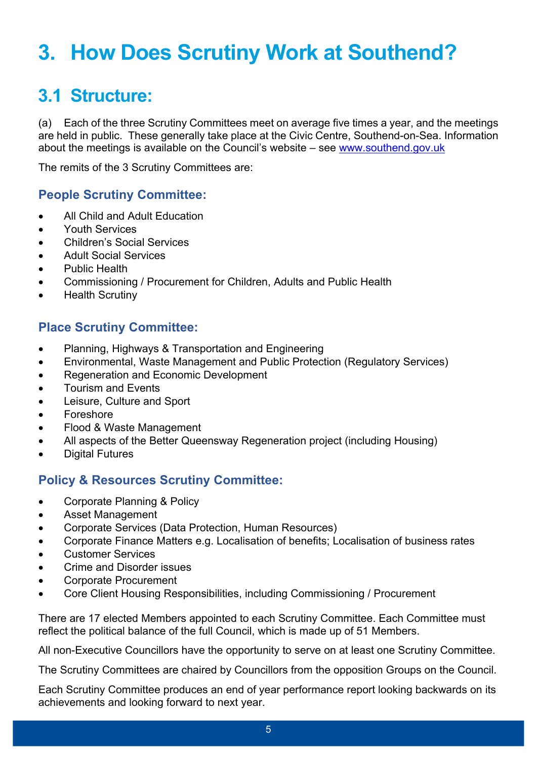# 3. How Does Scrutiny Work at Southend?

## 3.1 Structure:

(a) Each of the three Scrutiny Committees meet on average five times a year, and the meetings are held in public. These generally take place at the Civic Centre, Southend-on-Sea. Information about the meetings is available on the Council's website – see [www.southend.gov.uk](http://www.southend.gov.uk)

The remits of the 3 Scrutiny Committees are:

### People Scrutiny Committee:

- All Child and Adult Education
- Youth Services
- Children's Social Services
- Adult Social Services
- Public Health
- Commissioning / Procurement for Children, Adults and Public Health
- Health Scrutiny

### Place Scrutiny Committee:

- Planning, Highways & Transportation and Engineering
- Environmental, Waste Management and Public Protection (Regulatory Services)
- Regeneration and Economic Development
- Tourism and Events
- Leisure, Culture and Sport
- Foreshore
- Flood & Waste Management
- All aspects of the Better Queensway Regeneration project (including Housing)
- Digital Futures

### Policy & Resources Scrutiny Committee:

- Corporate Planning & Policy
- Asset Management
- Corporate Services (Data Protection, Human Resources)
- Corporate Finance Matters e.g. Localisation of benefits; Localisation of business rates
- Customer Services
- Crime and Disorder issues
- Corporate Procurement
- Core Client Housing Responsibilities, including Commissioning / Procurement

There are 17 elected Members appointed to each Scrutiny Committee. Each Committee must reflect the political balance of the full Council, which is made up of 51 Members.

All non-Executive Councillors have the opportunity to serve on at least one Scrutiny Committee.

The Scrutiny Committees are chaired by Councillors from the opposition Groups on the Council.

Each Scrutiny Committee produces an end of year performance report looking backwards on its achievements and looking forward to next year.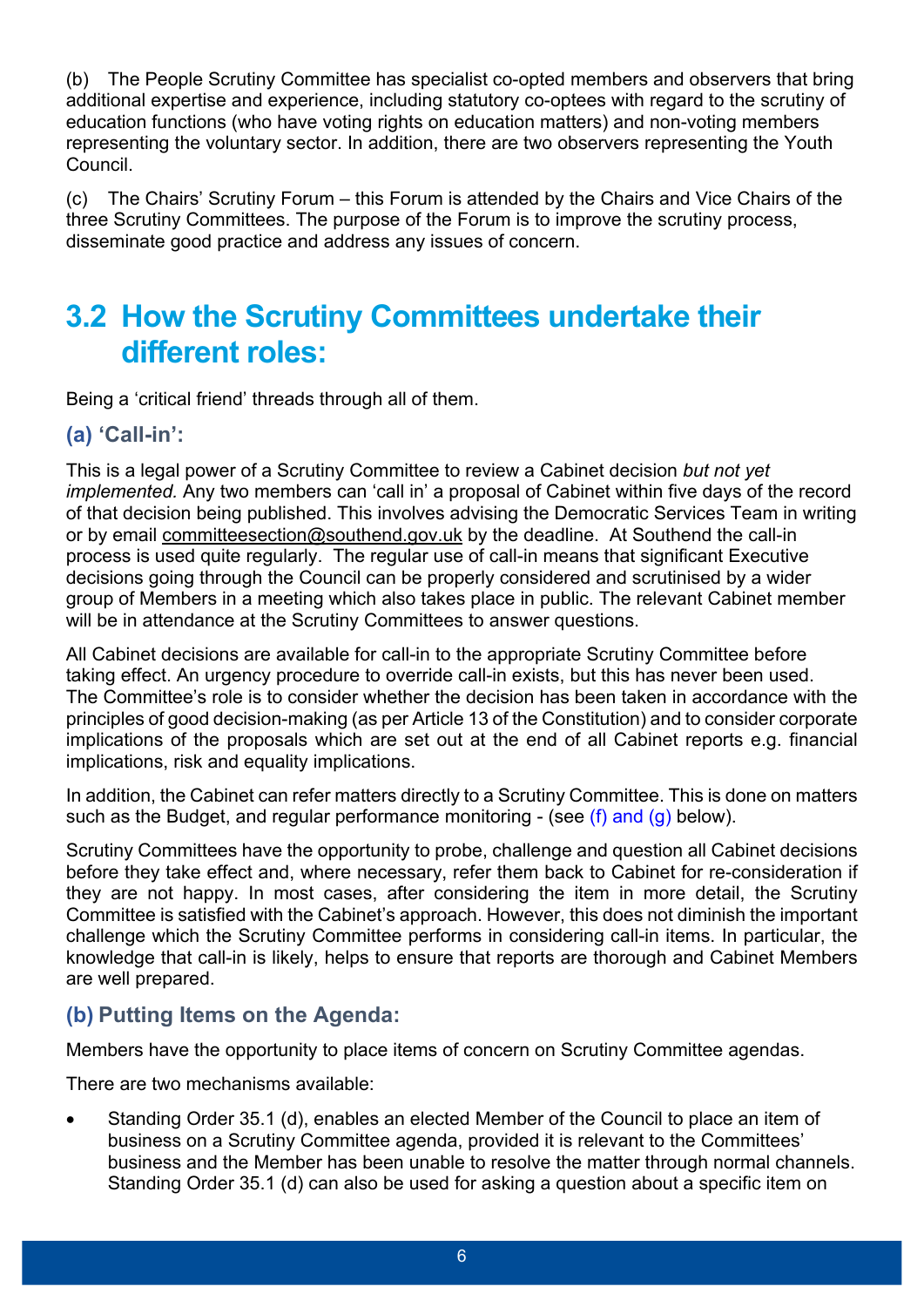(b) The People Scrutiny Committee has specialist co-opted members and observers that bring additional expertise and experience, including statutory co-optees with regard to the scrutiny of education functions (who have voting rights on education matters) and non-voting members representing the voluntary sector. In addition, there are two observers representing the Youth Council.

(c) The Chairs' Scrutiny Forum – this Forum is attended by the Chairs and Vice Chairs of the three Scrutiny Committees. The purpose of the Forum is to improve the scrutiny process, disseminate good practice and address any issues of concern.

## 3.2 How the Scrutiny Committees undertake their different roles:

Being a 'critical friend' threads through all of them.

### (a) 'Call-in':

This is a legal power of a Scrutiny Committee to review a Cabinet decision *but not yet implemented.* Any two members can 'call in' a proposal of Cabinet within five days of the record of that decision being published. This involves advising the Democratic Services Team in writing or by email committeesection@southend.gov.uk by the deadline. At Southend the call-in process is used quite regularly. The regular use of call-in means that significant Executive decisions going through the Council can be properly considered and scrutinised by a wider group of Members in a meeting which also takes place in public. The relevant Cabinet member will be in attendance at the Scrutiny Committees to answer questions.

All Cabinet decisions are available for call-in to the appropriate Scrutiny Committee before taking effect. An urgency procedure to override call-in exists, but this has never been used. The Committee's role is to consider whether the decision has been taken in accordance with the principles of good decision-making (as per Article 13 of the Constitution) and to consider corporate implications of the proposals which are set out at the end of all Cabinet reports e.g. financial implications, risk and equality implications.

In addition, the Cabinet can refer matters directly to a Scrutiny Committee. This is done on matters such as the Budget, and regular performance monitoring - (see (f) and (g) below).

Scrutiny Committees have the opportunity to probe, challenge and question all Cabinet decisions before they take effect and, where necessary, refer them back to Cabinet for re-consideration if they are not happy. In most cases, after considering the item in more detail, the Scrutiny Committee is satisfied with the Cabinet's approach. However, this does not diminish the important challenge which the Scrutiny Committee performs in considering call-in items. In particular, the knowledge that call-in is likely, helps to ensure that reports are thorough and Cabinet Members are well prepared.

### (b) Putting Items on the Agenda:

Members have the opportunity to place items of concern on Scrutiny Committee agendas.

There are two mechanisms available:

- Standing Order 35.1 (d), enables an elected Member of the Council to place an item of business on a Scrutiny Committee agenda, provided it is relevant to the Committees' business and the Member has been unable to resolve the matter through normal channels. Standing Order 35.1 (d) can also be used for asking a question about a specific item on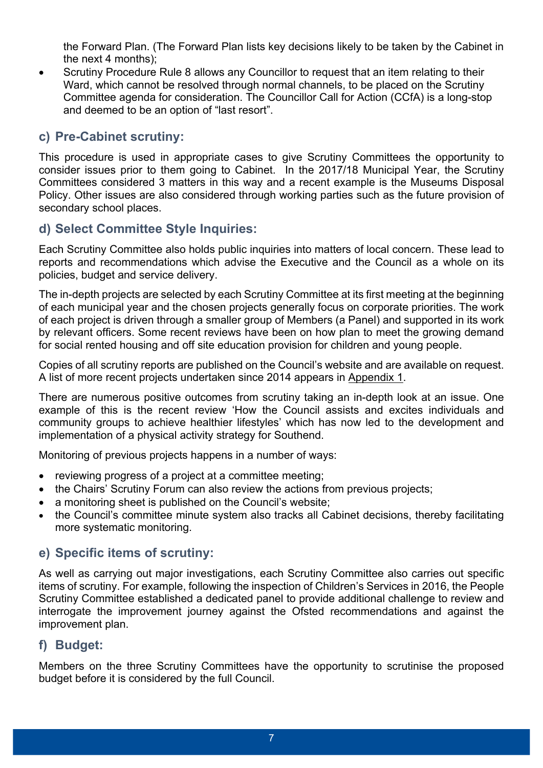the Forward Plan. (The Forward Plan lists key decisions likely to be taken by the Cabinet in the next 4 months);

- Scrutiny Procedure Rule 8 allows any Councillor to request that an item relating to their Ward, which cannot be resolved through normal channels, to be placed on the Scrutiny Committee agenda for consideration. The Councillor Call for Action (CCfA) is a long-stop and deemed to be an option of "last resort".

### c) Pre-Cabinet scrutiny:

This procedure is used in appropriate cases to give Scrutiny Committees the opportunity to consider issues prior to them going to Cabinet. In the 2017/18 Municipal Year, the Scrutiny Committees considered 3 matters in this way and a recent example is the Museums Disposal Policy. Other issues are also considered through working parties such as the future provision of secondary school places.

### d) Select Committee Style Inquiries:

Each Scrutiny Committee also holds public inquiries into matters of local concern. These lead to reports and recommendations which advise the Executive and the Council as a whole on its policies, budget and service delivery.

The in-depth projects are selected by each Scrutiny Committee at its first meeting at the beginning of each municipal year and the chosen projects generally focus on corporate priorities. The work of each project is driven through a smaller group of Members (a Panel) and supported in its work by relevant officers. Some recent reviews have been on how plan to meet the growing demand for social rented housing and off site education provision for children and young people.

Copies of all scrutiny reports are published on the Council's website and are available on request. A list of more recent projects undertaken since 2014 appears in Appendix 1.

There are numerous positive outcomes from scrutiny taking an in-depth look at an issue. One example of this is the recent review 'How the Council assists and excites individuals and community groups to achieve healthier lifestyles' which has now led to the development and implementation of a physical activity strategy for Southend.

Monitoring of previous projects happens in a number of ways:

- reviewing progress of a project at a committee meeting;
- the Chairs' Scrutiny Forum can also review the actions from previous projects;
- a monitoring sheet is published on the Council's website;
- the Council's committee minute system also tracks all Cabinet decisions, thereby facilitating more systematic monitoring.

### e) Specific items of scrutiny:

As well as carrying out major investigations, each Scrutiny Committee also carries out specific items of scrutiny. For example, following the inspection of Children's Services in 2016, the People Scrutiny Committee established a dedicated panel to provide additional challenge to review and interrogate the improvement journey against the Ofsted recommendations and against the improvement plan.

### f) Budget:

Members on the three Scrutiny Committees have the opportunity to scrutinise the proposed budget before it is considered by the full Council.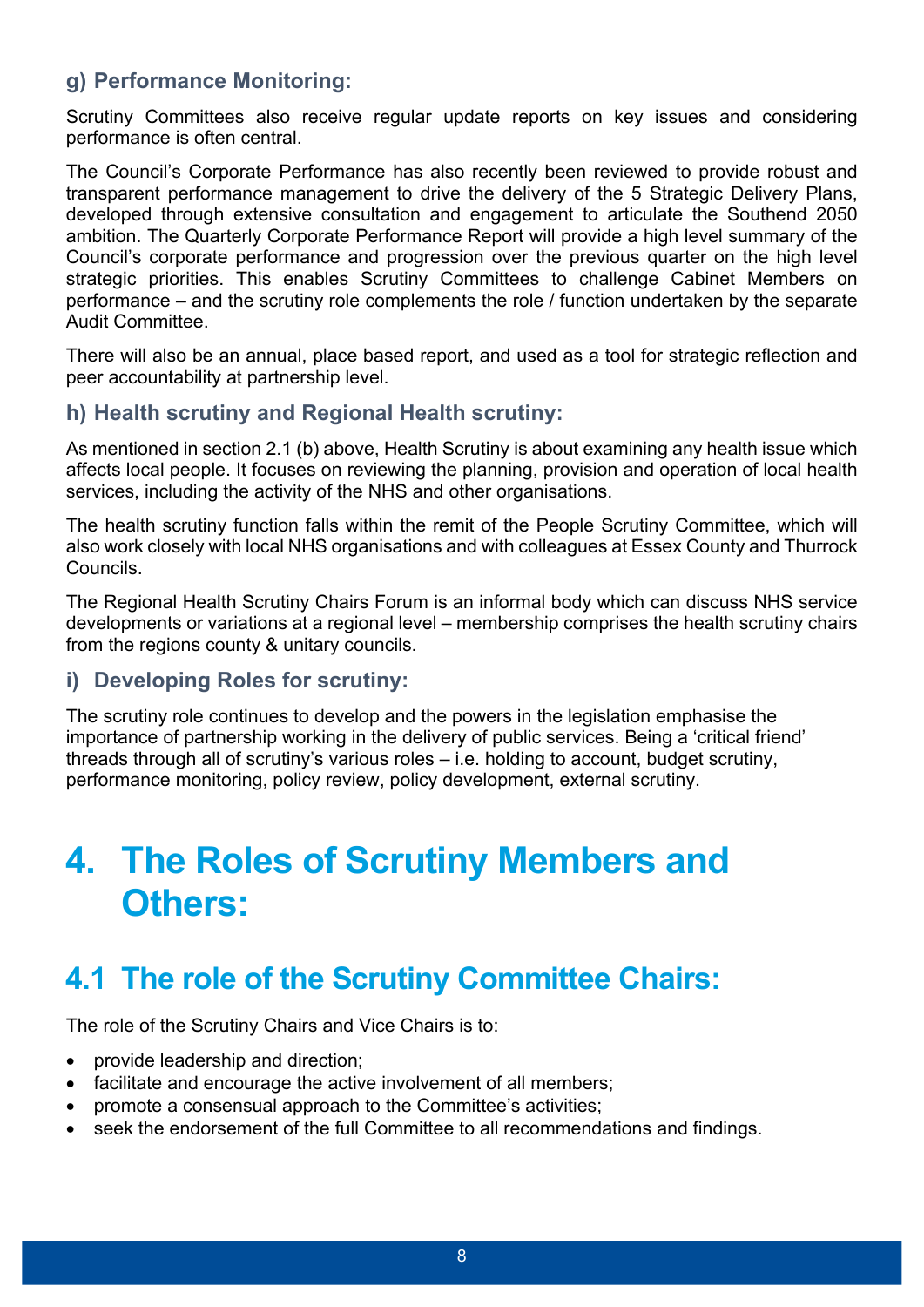### g) Performance Monitoring:

Scrutiny Committees also receive regular update reports on key issues and considering performance is often central.

The Council's Corporate Performance has also recently been reviewed to provide robust and transparent performance management to drive the delivery of the 5 Strategic Delivery Plans, developed through extensive consultation and engagement to articulate the Southend 2050 ambition. The Quarterly Corporate Performance Report will provide a high level summary of the Council's corporate performance and progression over the previous quarter on the high level strategic priorities. This enables Scrutiny Committees to challenge Cabinet Members on performance – and the scrutiny role complements the role / function undertaken by the separate Audit Committee.

There will also be an annual, place based report, and used as a tool for strategic reflection and peer accountability at partnership level.

### h) Health scrutiny and Regional Health scrutiny:

As mentioned in section 2.1 (b) above, Health Scrutiny is about examining any health issue which affects local people. It focuses on reviewing the planning, provision and operation of local health services, including the activity of the NHS and other organisations.

The health scrutiny function falls within the remit of the People Scrutiny Committee, which will also work closely with local NHS organisations and with colleagues at Essex County and Thurrock Councils.

The Regional Health Scrutiny Chairs Forum is an informal body which can discuss NHS service developments or variations at a regional level – membership comprises the health scrutiny chairs from the regions county & unitary councils.

### i) Developing Roles for scrutiny:

The scrutiny role continues to develop and the powers in the legislation emphasise the importance of partnership working in the delivery of public services. Being a 'critical friend' threads through all of scrutiny's various roles – i.e. holding to account, budget scrutiny, performance monitoring, policy review, policy development, external scrutiny.

# 4. The Roles of Scrutiny Members and Others:

## 4.1 The role of the Scrutiny Committee Chairs:

The role of the Scrutiny Chairs and Vice Chairs is to:

- provide leadership and direction;
- facilitate and encourage the active involvement of all members;
- promote a consensual approach to the Committee's activities;
- seek the endorsement of the full Committee to all recommendations and findings.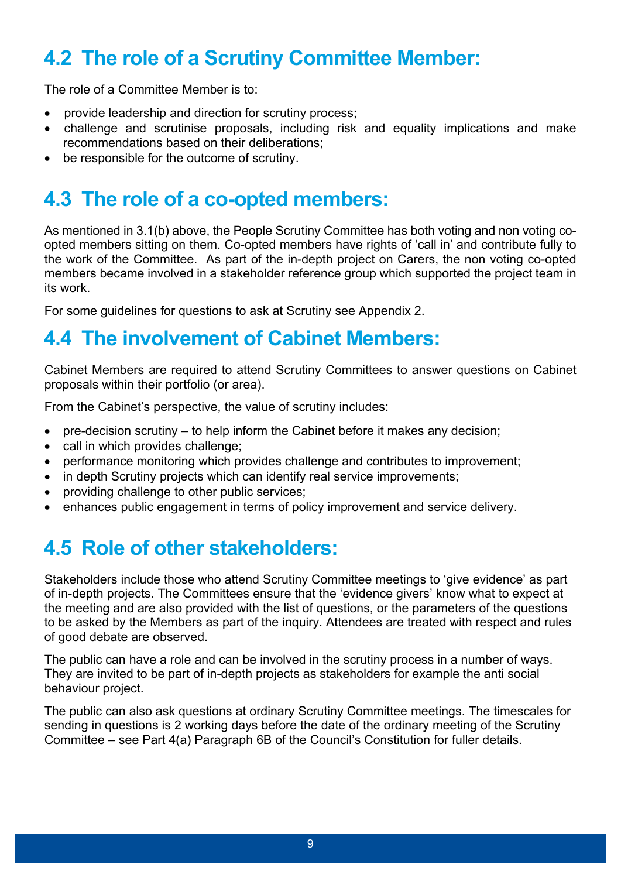## 4.2 The role of a Scrutiny Committee Member:

The role of a Committee Member is to:

- provide leadership and direction for scrutiny process;
- challenge and scrutinise proposals, including risk and equality implications and make recommendations based on their deliberations;
- be responsible for the outcome of scrutiny.

## 4.3 The role of a co-opted members:

As mentioned in 3.1(b) above, the People Scrutiny Committee has both voting and non voting co-opted members sitting on them. Co-opted members have rights of 'call in' and contribute fully to the work of the Committee. As part of the in-depth project on Carers, the non voting co-opted members became involved in a stakeholder reference group which supported the project team in its work.

For some guidelines for questions to ask at Scrutiny see Appendix 2.

## 4.4 The involvement of Cabinet Members:

Cabinet Members are required to attend Scrutiny Committees to answer questions on Cabinet proposals within their portfolio (or area).

From the Cabinet's perspective, the value of scrutiny includes:

- pre-decision scrutiny – to help inform the Cabinet before it makes any decision;
- call in which provides challenge;
- performance monitoring which provides challenge and contributes to improvement;
- in depth Scrutiny projects which can identify real service improvements;
- providing challenge to other public services;
- enhances public engagement in terms of policy improvement and service delivery.

## 4.5 Role of other stakeholders:

Stakeholders include those who attend Scrutiny Committee meetings to 'give evidence' as part of in-depth projects. The Committees ensure that the 'evidence givers' know what to expect at the meeting and are also provided with the list of questions, or the parameters of the questions to be asked by the Members as part of the inquiry. Attendees are treated with respect and rules of good debate are observed.

The public can have a role and can be involved in the scrutiny process in a number of ways. They are invited to be part of in-depth projects as stakeholders for example the anti social behaviour project.

The public can also ask questions at ordinary Scrutiny Committee meetings. The timescales for sending in questions is 2 working days before the date of the ordinary meeting of the Scrutiny Committee – see Part 4(a) Paragraph 6B of the Council's Constitution for fuller details.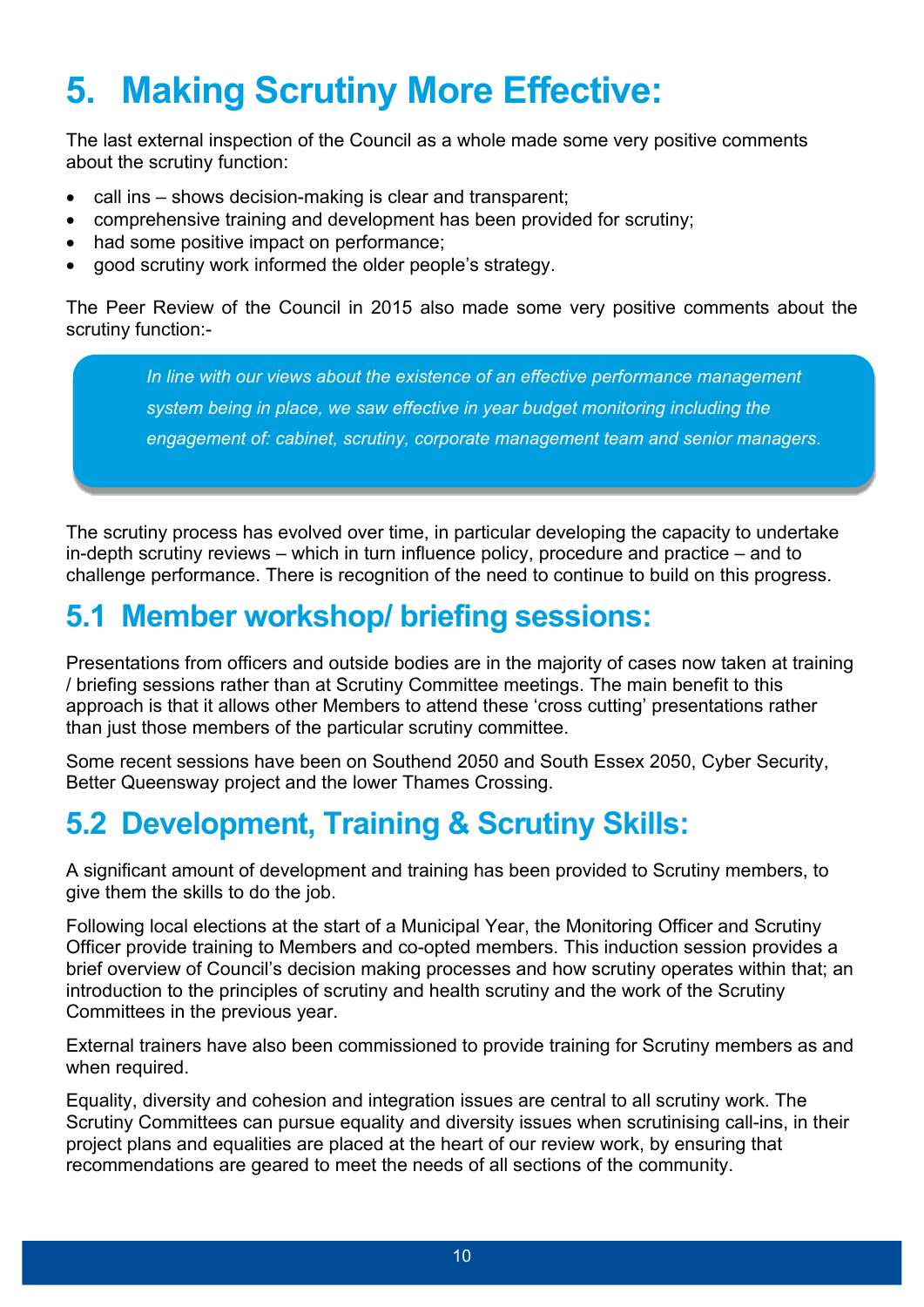# 5. Making Scrutiny More Effective:

The last external inspection of the Council as a whole made some very positive comments about the scrutiny function:

- call ins – shows decision-making is clear and transparent;
- comprehensive training and development has been provided for scrutiny;
- had some positive impact on performance;
- good scrutiny work informed the older people's strategy.

The Peer Review of the Council in 2015 also made some very positive comments about the scrutiny function:-

> *In line with our views about the existence of an effective performance management system being in place, we saw effective in year budget monitoring including the engagement of: cabinet, scrutiny, corporate management team and senior managers.*

The scrutiny process has evolved over time, in particular developing the capacity to undertake in-depth scrutiny reviews – which in turn influence policy, procedure and practice – and to challenge performance. There is recognition of the need to continue to build on this progress.

## 5.1 Member workshop/ briefing sessions:

Presentations from officers and outside bodies are in the majority of cases now taken at training / briefing sessions rather than at Scrutiny Committee meetings. The main benefit to this approach is that it allows other Members to attend these 'cross cutting' presentations rather than just those members of the particular scrutiny committee.

Some recent sessions have been on Southend 2050 and South Essex 2050, Cyber Security, Better Queensway project and the lower Thames Crossing.

## 5.2 Development, Training & Scrutiny Skills:

A significant amount of development and training has been provided to Scrutiny members, to give them the skills to do the job.

Following local elections at the start of a Municipal Year, the Monitoring Officer and Scrutiny Officer provide training to Members and co-opted members. This induction session provides a brief overview of Council's decision making processes and how scrutiny operates within that; an introduction to the principles of scrutiny and health scrutiny and the work of the Scrutiny Committees in the previous year.

External trainers have also been commissioned to provide training for Scrutiny members as and when required.

Equality, diversity and cohesion and integration issues are central to all scrutiny work. The Scrutiny Committees can pursue equality and diversity issues when scrutinising call-ins, in their project plans and equalities are placed at the heart of our review work, by ensuring that recommendations are geared to meet the needs of all sections of the community.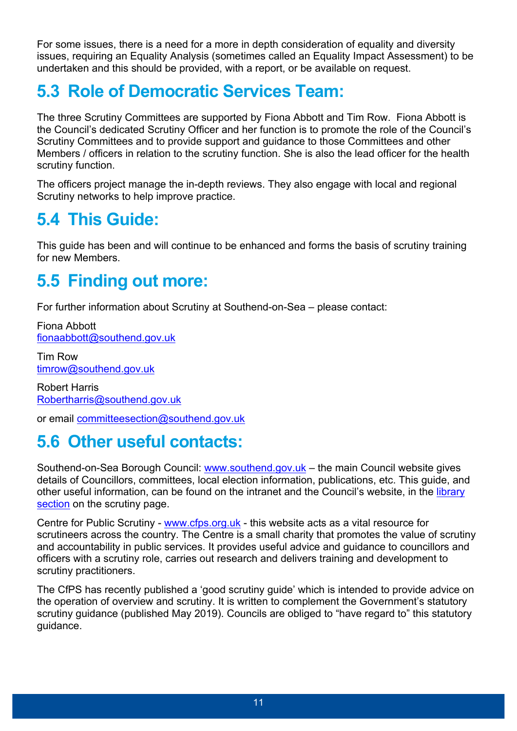For some issues, there is a need for a more in depth consideration of equality and diversity issues, requiring an Equality Analysis (sometimes called an Equality Impact Assessment) to be undertaken and this should be provided, with a report, or be available on request.

## 5.3 Role of Democratic Services Team:

The three Scrutiny Committees are supported by Fiona Abbott and Tim Row. Fiona Abbott is the Council's dedicated Scrutiny Officer and her function is to promote the role of the Council's Scrutiny Committees and to provide support and guidance to those Committees and other Members / officers in relation to the scrutiny function. She is also the lead officer for the health scrutiny function.

The officers project manage the in-depth reviews. They also engage with local and regional Scrutiny networks to help improve practice.

## 5.4 This Guide:

This guide has been and will continue to be enhanced and forms the basis of scrutiny training for new Members.

## 5.5 Finding out more:

For further information about Scrutiny at Southend-on-Sea – please contact:

Fiona Abbott
fionaabbott@southend.gov.uk

Tim Row
timrow@southend.gov.uk

Robert Harris
Robertharris@southend.gov.uk

or email committeesection@southend.gov.uk

## 5.6 Other useful contacts:

Southend-on-Sea Borough Council: www.southend.gov.uk – the main Council website gives details of Councillors, committees, local election information, publications, etc. This guide, and other useful information, can be found on the intranet and the Council's website, in the library section on the scrutiny page.

Centre for Public Scrutiny - www.cfps.org.uk - this website acts as a vital resource for scrutineers across the country. The Centre is a small charity that promotes the value of scrutiny and accountability in public services. It provides useful advice and guidance to councillors and officers with a scrutiny role, carries out research and delivers training and development to scrutiny practitioners.

The CfPS has recently published a 'good scrutiny guide' which is intended to provide advice on the operation of overview and scrutiny. It is written to complement the Government's statutory scrutiny guidance (published May 2019). Councils are obliged to "have regard to" this statutory guidance.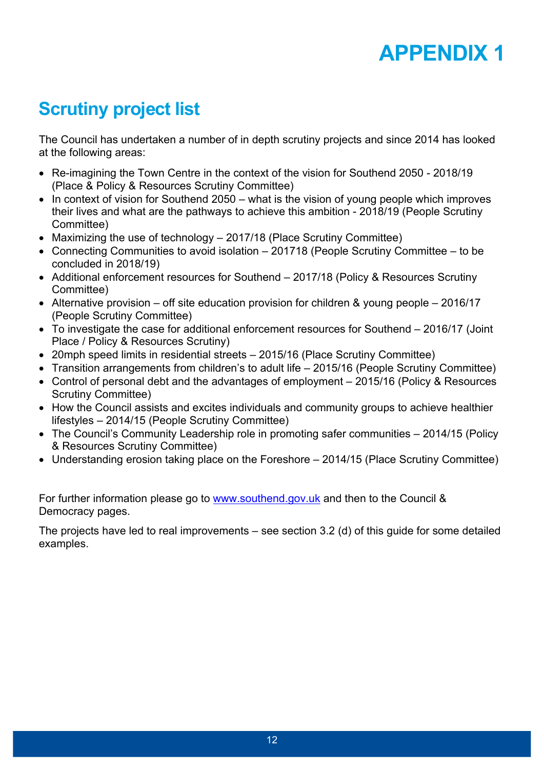# APPENDIX 1

## Scrutiny project list

The Council has undertaken a number of in depth scrutiny projects and since 2014 has looked at the following areas:

- Re-imagining the Town Centre in the context of the vision for Southend 2050 - 2018/19 (Place & Policy & Resources Scrutiny Committee)
- In context of vision for Southend 2050 – what is the vision of young people which improves their lives and what are the pathways to achieve this ambition - 2018/19 (People Scrutiny Committee)
- Maximizing the use of technology – 2017/18 (Place Scrutiny Committee)
- Connecting Communities to avoid isolation – 201718 (People Scrutiny Committee – to be concluded in 2018/19)
- Additional enforcement resources for Southend – 2017/18 (Policy & Resources Scrutiny Committee)
- Alternative provision – off site education provision for children & young people – 2016/17 (People Scrutiny Committee)
- To investigate the case for additional enforcement resources for Southend – 2016/17 (Joint Place / Policy & Resources Scrutiny)
- 20mph speed limits in residential streets – 2015/16 (Place Scrutiny Committee)
- Transition arrangements from children's to adult life – 2015/16 (People Scrutiny Committee)
- Control of personal debt and the advantages of employment – 2015/16 (Policy & Resources Scrutiny Committee)
- How the Council assists and excites individuals and community groups to achieve healthier lifestyles – 2014/15 (People Scrutiny Committee)
- The Council's Community Leadership role in promoting safer communities – 2014/15 (Policy & Resources Scrutiny Committee)
- Understanding erosion taking place on the Foreshore – 2014/15 (Place Scrutiny Committee)

For further information please go to [www.southend.gov.uk](http://www.southend.gov.uk) and then to the Council & Democracy pages.

The projects have led to real improvements – see section 3.2 (d) of this guide for some detailed examples.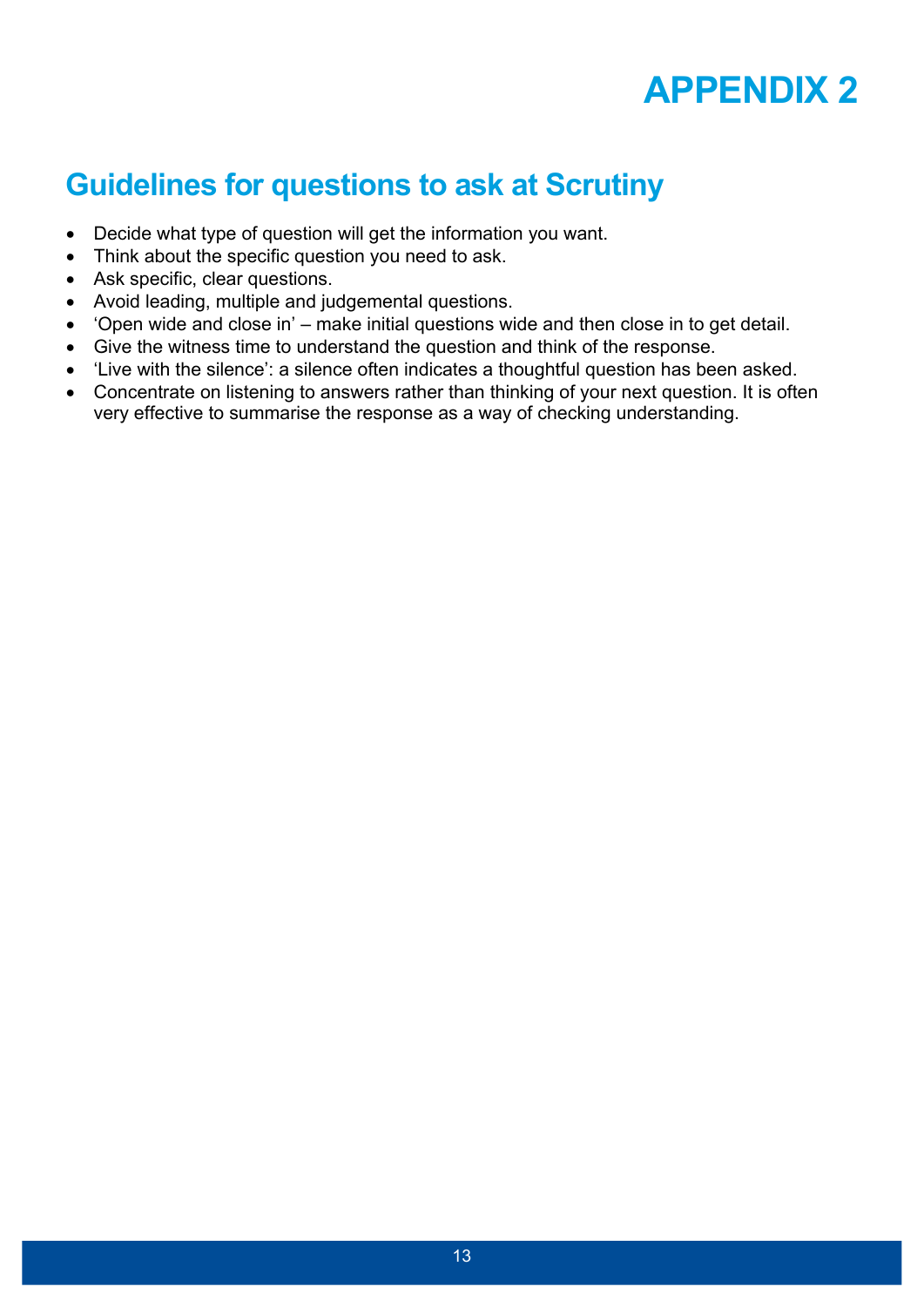# APPENDIX 2

## Guidelines for questions to ask at Scrutiny

- Decide what type of question will get the information you want.
- Think about the specific question you need to ask.
- Ask specific, clear questions.
- Avoid leading, multiple and judgemental questions.
- 'Open wide and close in' – make initial questions wide and then close in to get detail.
- Give the witness time to understand the question and think of the response.
- 'Live with the silence': a silence often indicates a thoughtful question has been asked.
- Concentrate on listening to answers rather than thinking of your next question. It is often very effective to summarise the response as a way of checking understanding.